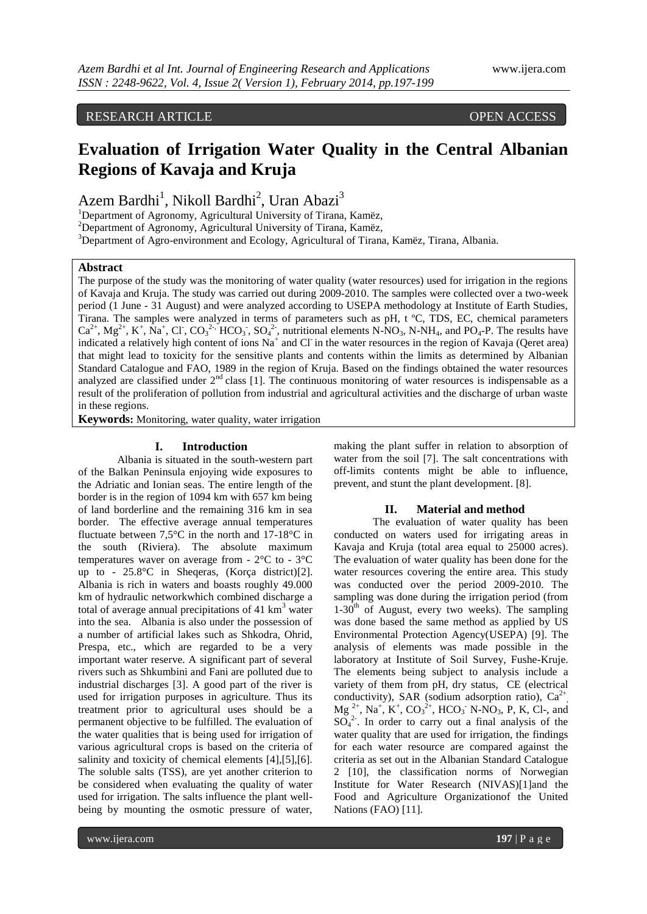RESEARCH ARTICLE OPEN ACCESS

# Evaluation of Irrigation Water Quality in the Central Albanian Regions of Kavaja and Kruja

Azem Bardhi[1], Nikoll Bardhi[2], Uran Abazi[3]

[1]Department of Agronomy, Agricultural University of Tirana, Kamëz,
[2]Department of Agronomy, Agricultural University of Tirana, Kamëz,
[3]Department of Agro-environment and Ecology, Agricultural of Tirana, Kamëz, Tirana, Albania.

## Abstract

The purpose of the study was the monitoring of water quality (water resources) used for irrigation in the regions of Kavaja and Kruja. The study was carried out during 2009-2010. The samples were collected over a two-week period (1 June - 31 August) and were analyzed according to USEPA methodology at Institute of Earth Studies, Tirana. The samples were analyzed in terms of parameters such as pH, t ºC, TDS, EC, chemical parameters $Ca^{2+}$, $Mg^{2+}$, $K^{+}$, $Na^{+}$, $Cl^{-}$, $CO_3^{2-}$, $HCO_3^{-}$, $SO_4^{2-}$, nutritional elements N-$NO_3$, N-$NH_4$, and $PO_4$-P. The results have indicated a relatively high content of ions $Na^{+}$ and $Cl^{-}$ in the water resources in the region of Kavaja (Qeret area) that might lead to toxicity for the sensitive plants and contents within the limits as determined by Albanian Standard Catalogue and FAO, 1989 in the region of Kruja. Based on the findings obtained the water resources analyzed are classified under 2nd class [1]. The continuous monitoring of water resources is indispensable as a result of the proliferation of pollution from industrial and agricultural activities and the discharge of urban waste in these regions.

**Keywords:** Monitoring, water quality, water irrigation

## I. Introduction

Albania is situated in the south-western part of the Balkan Peninsula enjoying wide exposures to the Adriatic and Ionian seas. The entire length of the border is in the region of 1094 km with 657 km being of land borderline and the remaining 316 km in sea border. The effective average annual temperatures fluctuate between 7,5°C in the north and 17-18°C in the south (Riviera). The absolute maximum temperatures waver on average from - 2°C to - 3°C up to - 25.8°C in Sheqeras, (Korça district)[2]. Albania is rich in waters and boasts roughly 49.000 km of hydraulic networkwhich combined discharge a total of average annual precipitations of 41 $km^3$ water into the sea. Albania is also under the possession of a number of artificial lakes such as Shkodra, Ohrid, Prespa, etc., which are regarded to be a very important water reserve. A significant part of several rivers such as Shkumbini and Fani are polluted due to industrial discharges [3]. A good part of the river is used for irrigation purposes in agriculture. Thus its treatment prior to agricultural uses should be a permanent objective to be fulfilled. The evaluation of the water qualities that is being used for irrigation of various agricultural crops is based on the criteria of salinity and toxicity of chemical elements [4],[5],[6]. The soluble salts (TSS), are yet another criterion to be considered when evaluating the quality of water used for irrigation. The salts influence the plant well-being by mounting the osmotic pressure of water, making the plant suffer in relation to absorption of water from the soil [7]. The salt concentrations with off-limits contents might be able to influence, prevent, and stunt the plant development. [8].

## II. Material and method

The evaluation of water quality has been conducted on waters used for irrigating areas in Kavaja and Kruja (total area equal to 25000 acres). The evaluation of water quality has been done for the water resources covering the entire area. This study was conducted over the period 2009-2010. The sampling was done during the irrigation period (from 1-30th of August, every two weeks). The sampling was done based the same method as applied by US Environmental Protection Agency(USEPA) [9]. The analysis of elements was made possible in the laboratory at Institute of Soil Survey, Fushe-Kruje. The elements being subject to analysis include a variety of them from pH, dry status, CE (electrical conductivity), SAR (sodium adsorption ratio), $Ca^{2+}$, $Mg^{2+}$, $Na^{+}$, $K^{+}$, $CO_3^{2+}$, $HCO_3^{-}$ N-$NO_3$, P, K, Cl-, and $SO_4^{2-}$. In order to carry out a final analysis of the water quality that are used for irrigation, the findings for each water resource are compared against the criteria as set out in the Albanian Standard Catalogue 2 [10], the classification norms of Norwegian Institute for Water Research (NIVAS)[1]and the Food and Agriculture Organizationof the United Nations (FAO) [11].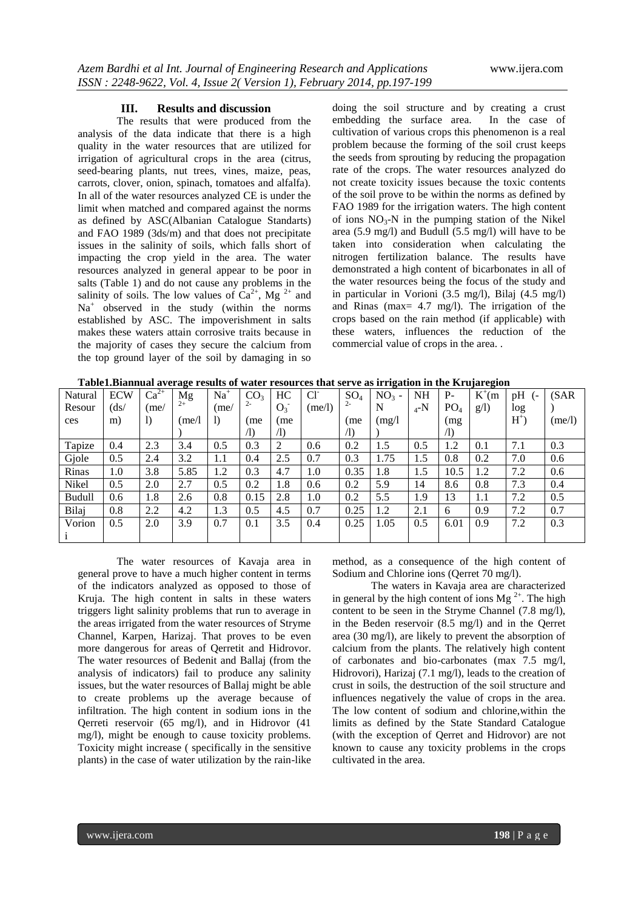## III. Results and discussion

The results that were produced from the analysis of the data indicate that there is a high quality in the water resources that are utilized for irrigation of agricultural crops in the area (citrus, seed-bearing plants, nut trees, vines, maize, peas, carrots, clover, onion, spinach, tomatoes and alfalfa). In all of the water resources analyzed CE is under the limit when matched and compared against the norms as defined by ASC(Albanian Catalogue Standarts) and FAO 1989 (3ds/m) and that does not precipitate issues in the salinity of soils, which falls short of impacting the crop yield in the area. The water resources analyzed in general appear to be poor in salts (Table 1) and do not cause any problems in the salinity of soils. The low values of $Ca^{2+}$, $Mg^{2+}$ and $Na^{+}$ observed in the study (within the norms established by ASC. The impoverishment in salts makes these waters attain corrosive traits because in the majority of cases they secure the calcium from the top ground layer of the soil by damaging in so doing the soil structure and by creating a crust embedding the surface area. In the case of cultivation of various crops this phenomenon is a real problem because the forming of the soil crust keeps the seeds from sprouting by reducing the propagation rate of the crops. The water resources analyzed do not create toxicity issues because the toxic contents of the soil prove to be within the norms as defined by FAO 1989 for the irrigation waters. The high content of ions $NO_3$-N in the pumping station of the Nikel area (5.9 mg/l) and Budull (5.5 mg/l) will have to be taken into consideration when calculating the nitrogen fertilization balance. The results have demonstrated a high content of bicarbonates in all of the water resources being the focus of the study and in particular in Vorioni (3.5 mg/l), Bilaj (4.5 mg/l) and Rinas (max= 4.7 mg/l). The irrigation of the crops based on the rain method (if applicable) with these waters, influences the reduction of the commercial value of crops in the area. .

**Table1.Biannual average results of water resources that serve as irrigation in the Krujaregion**

| Natural Resources | ECW (ds/m) | $Ca^{2+}$ (me/l) | $Mg^{2+}$ (me/l) | $Na^{+}$ (me/l) | $CO_3^{2-}$ (me/l) | $HCO_3^{-}$ (me/l) | $Cl^{-}$ (me/l) | $SO_4^{2-}$ (me/l) | $NO_3$-N (mg/l) | $NH_4$-N | P-$PO_4$ (mg/l) | $K^{+}$(mg/l) | pH (-log $H^{+}$) | (SAR) (me/l) |
|---|---|---|---|---|---|---|---|---|---|---|---|---|---|---|
| Tapize | 0.4 | 2.3 | 3.4 | 0.5 | 0.3 | 2 | 0.6 | 0.2 | 1.5 | 0.5 | 1.2 | 0.1 | 7.1 | 0.3 |
| Gjole | 0.5 | 2.4 | 3.2 | 1.1 | 0.4 | 2.5 | 0.7 | 0.3 | 1.75 | 1.5 | 0.8 | 0.2 | 7.0 | 0.6 |
| Rinas | 1.0 | 3.8 | 5.85 | 1.2 | 0.3 | 4.7 | 1.0 | 0.35 | 1.8 | 1.5 | 10.5 | 1.2 | 7.2 | 0.6 |
| Nikel | 0.5 | 2.0 | 2.7 | 0.5 | 0.2 | 1.8 | 0.6 | 0.2 | 5.9 | 14 | 8.6 | 0.8 | 7.3 | 0.4 |
| Budull | 0.6 | 1.8 | 2.6 | 0.8 | 0.15 | 2.8 | 1.0 | 0.2 | 5.5 | 1.9 | 13 | 1.1 | 7.2 | 0.5 |
| Bilaj | 0.8 | 2.2 | 4.2 | 1.3 | 0.5 | 4.5 | 0.7 | 0.25 | 1.2 | 2.1 | 6 | 0.9 | 7.2 | 0.7 |
| Vorioni | 0.5 | 2.0 | 3.9 | 0.7 | 0.1 | 3.5 | 0.4 | 0.25 | 1.05 | 0.5 | 6.01 | 0.9 | 7.2 | 0.3 |

The water resources of Kavaja area in general prove to have a much higher content in terms of the indicators analyzed as opposed to those of Kruja. The high content in salts in these waters triggers light salinity problems that run to average in the areas irrigated from the water resources of Stryme Channel, Karpen, Harizaj. That proves to be even more dangerous for areas of Qerretit and Hidrovor. The water resources of Bedenit and Ballaj (from the analysis of indicators) fail to produce any salinity issues, but the water resources of Ballaj might be able to create problems up the average because of infiltration. The high content in sodium ions in the Qerreti reservoir (65 mg/l), and in Hidrovor (41 mg/l), might be enough to cause toxicity problems. Toxicity might increase ( specifically in the sensitive plants) in the case of water utilization by the rain-like method, as a consequence of the high content of Sodium and Chlorine ions (Qerret 70 mg/l).

The waters in Kavaja area are characterized in general by the high content of ions $Mg^{2+}$. The high content to be seen in the Stryme Channel (7.8 mg/l), in the Beden reservoir (8.5 mg/l) and in the Qerret area (30 mg/l), are likely to prevent the absorption of calcium from the plants. The relatively high content of carbonates and bio-carbonates (max 7.5 mg/l, Hidrovori), Harizaj (7.1 mg/l), leads to the creation of crust in soils, the destruction of the soil structure and influences negatively the value of crops in the area. The low content of sodium and chlorine,within the limits as defined by the State Standard Catalogue (with the exception of Qerret and Hidrovor) are not known to cause any toxicity problems in the crops cultivated in the area.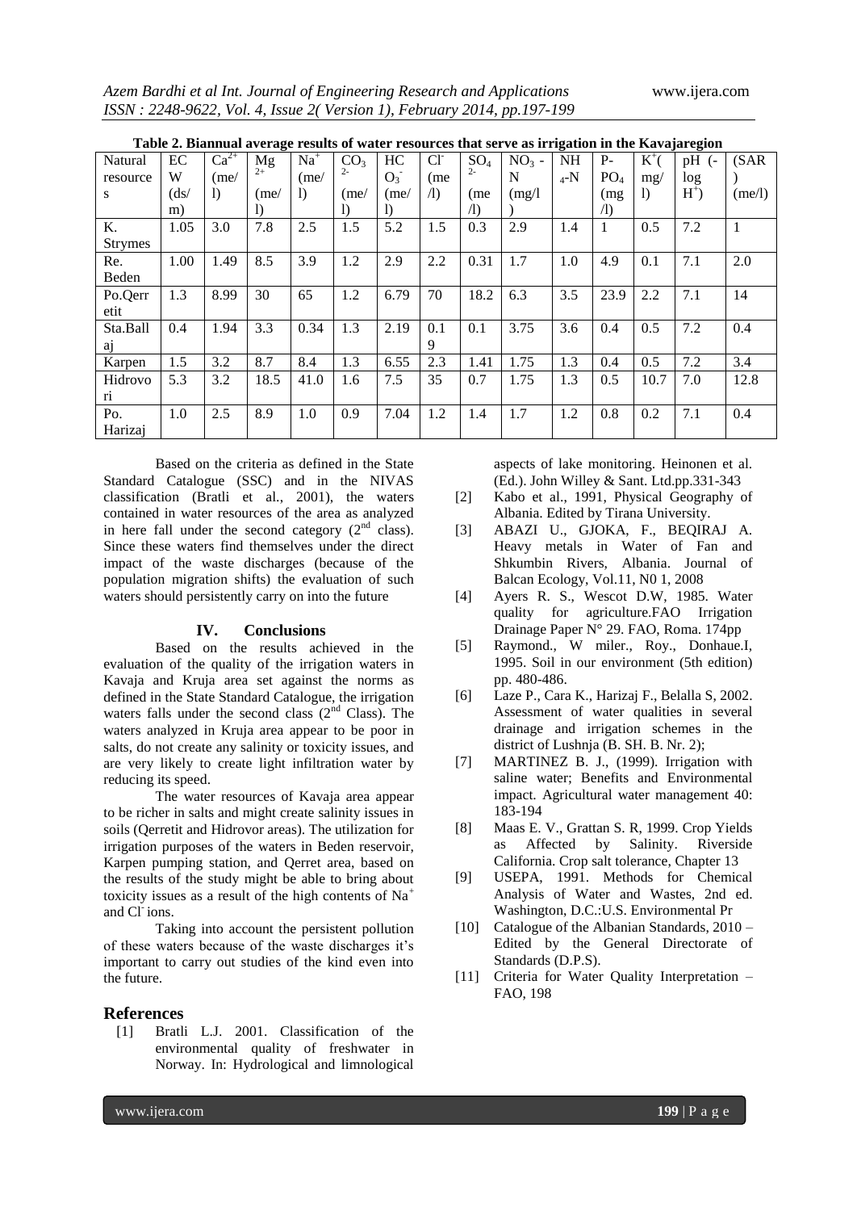**Table 2. Biannual average results of water resources that serve as irrigation in the Kavajaregion**

| Natural resources | ECW (ds/m) | $Ca^{2+}$ (me/l) | $Mg^{2+}$ (me/l) | $Na^+$ (me/l) | $CO_3^{2-}$ (me/l) | $HCO_3^-$ (me/l) | $Cl^-$ (me/l) | $SO_4^{2-}$ (me/l) | $NO_3$ - N (mg/l) | $NH_4$-N | P-$PO_4$ (mg/l) | $K^+$( mg/l) | pH (-log $H^+$) | (SAR) (me/l) |
|---|---|---|---|---|---|---|---|---|---|---|---|---|---|---|
| K. Strymes | 1.05 | 3.0 | 7.8 | 2.5 | 1.5 | 5.2 | 1.5 | 0.3 | 2.9 | 1.4 | 1 | 0.5 | 7.2 | 1 |
| Re. Beden | 1.00 | 1.49 | 8.5 | 3.9 | 1.2 | 2.9 | 2.2 | 0.31 | 1.7 | 1.0 | 4.9 | 0.1 | 7.1 | 2.0 |
| Po.Qerretit | 1.3 | 8.99 | 30 | 65 | 1.2 | 6.79 | 70 | 18.2 | 6.3 | 3.5 | 23.9 | 2.2 | 7.1 | 14 |
| Sta.Ballaj | 0.4 | 1.94 | 3.3 | 0.34 | 1.3 | 2.19 | 0.19 | 0.1 | 3.75 | 3.6 | 0.4 | 0.5 | 7.2 | 0.4 |
| Karpen | 1.5 | 3.2 | 8.7 | 8.4 | 1.3 | 6.55 | 2.3 | 1.41 | 1.75 | 1.3 | 0.4 | 0.5 | 7.2 | 3.4 |
| Hidrovori | 5.3 | 3.2 | 18.5 | 41.0 | 1.6 | 7.5 | 35 | 0.7 | 1.75 | 1.3 | 0.5 | 10.7 | 7.0 | 12.8 |
| Po. Harizaj | 1.0 | 2.5 | 8.9 | 1.0 | 0.9 | 7.04 | 1.2 | 1.4 | 1.7 | 1.2 | 0.8 | 0.2 | 7.1 | 0.4 |

Based on the criteria as defined in the State Standard Catalogue (SSC) and in the NIVAS classification (Bratli et al., 2001), the waters contained in water resources of the area as analyzed in here fall under the second category ($2^{nd}$ class). Since these waters find themselves under the direct impact of the waste discharges (because of the population migration shifts) the evaluation of such waters should persistently carry on into the future

## IV. Conclusions

Based on the results achieved in the evaluation of the quality of the irrigation waters in Kavaja and Kruja area set against the norms as defined in the State Standard Catalogue, the irrigation waters falls under the second class ($2^{nd}$ Class). The waters analyzed in Kruja area appear to be poor in salts, do not create any salinity or toxicity issues, and are very likely to create light infiltration water by reducing its speed.

The water resources of Kavaja area appear to be richer in salts and might create salinity issues in soils (Qerretit and Hidrovor areas). The utilization for irrigation purposes of the waters in Beden reservoir, Karpen pumping station, and Qerret area, based on the results of the study might be able to bring about toxicity issues as a result of the high contents of $Na^+$ and $Cl^-$ ions.

Taking into account the persistent pollution of these waters because of the waste discharges it's important to carry out studies of the kind even into the future.

## References

[1] Bratli L.J. 2001. Classification of the environmental quality of freshwater in Norway. In: Hydrological and limnological aspects of lake monitoring. Heinonen et al. (Ed.). John Willey & Sant. Ltd.pp.331-343

[2] Kabo et al., 1991, Physical Geography of Albania. Edited by Tirana University.

[3] ABAZI U., GJOKA, F., BEQIRAJ A. Heavy metals in Water of Fan and Shkumbin Rivers, Albania. Journal of Balcan Ecology, Vol.11, N0 1, 2008

[4] Ayers R. S., Wescot D.W, 1985. Water quality for agriculture.FAO Irrigation Drainage Paper N° 29. FAO, Roma. 174pp

[5] Raymond., W miler., Roy., Donhaue.I, 1995. Soil in our environment (5th edition) pp. 480-486.

[6] Laze P., Cara K., Harizaj F., Belalla S, 2002. Assessment of water qualities in several drainage and irrigation schemes in the district of Lushnja (B. SH. B. Nr. 2);

[7] MARTINEZ B. J., (1999). Irrigation with saline water; Benefits and Environmental impact. Agricultural water management 40: 183-194

[8] Maas E. V., Grattan S. R, 1999. Crop Yields as Affected by Salinity. Riverside California. Crop salt tolerance, Chapter 13

[9] USEPA, 1991. Methods for Chemical Analysis of Water and Wastes, 2nd ed. Washington, D.C.:U.S. Environmental Pr

[10] Catalogue of the Albanian Standards, 2010 – Edited by the General Directorate of Standards (D.P.S).

[11] Criteria for Water Quality Interpretation – FAO, 198